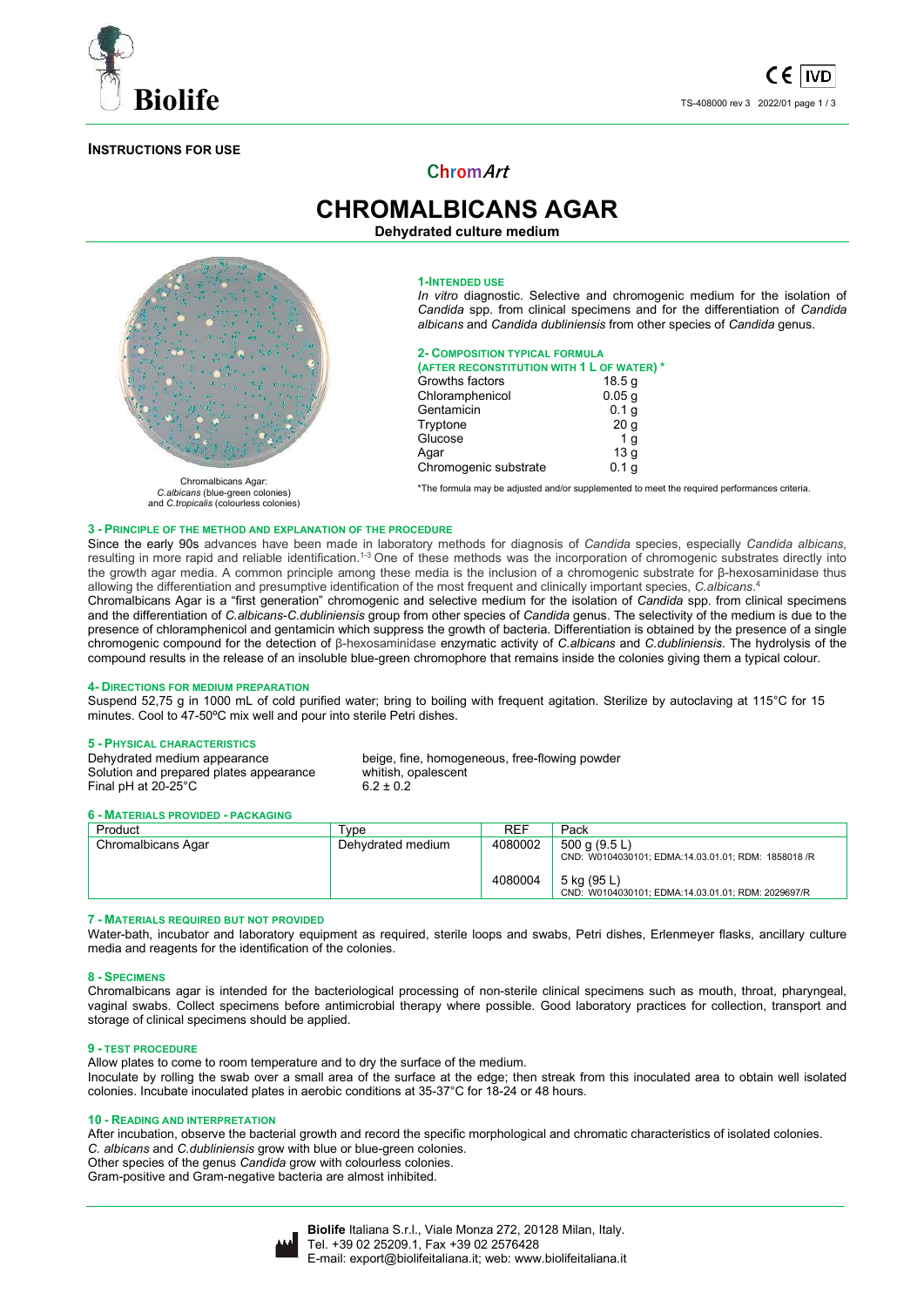**INSTRUCTIONS FOR USE**

ChromArt

# CHROMALBICANS AGAR

**Dehydrated culture medium**

Chromalbicans Agar: *C.albicans* (blue-green colonies) and *C.tropicalis* (colourless colonies)

## 1-INTENDED USE

*In vitro* diagnostic. Selective and chromogenic medium for the isolation of *Candida* spp. from clinical specimens and for the differentiation of *Candida albicans* and *Candida dubliniensis* from other species of *Candida* genus.

## 2- COMPOSITION TYPICAL FORMULA

**(AFTER RECONSTITUTION WITH 1 L OF WATER) ***

| | |
|---|---|
| Growths factors | 18.5 g |
| Chloramphenicol | 0.05 g |
| Gentamicin | 0.1 g |
| Tryptone | 20 g |
| Glucose | 1 g |
| Agar | 13 g |
| Chromogenic substrate | 0.1 g |

*The formula may be adjusted and/or supplemented to meet the required performances criteria.

## 3 - PRINCIPLE OF THE METHOD AND EXPLANATION OF THE PROCEDURE

Since the early 90s advances have been made in laboratory methods for diagnosis of *Candida* species, especially *Candida albicans*, resulting in more rapid and reliable identification.[1-3] One of these methods was the incorporation of chromogenic substrates directly into the growth agar media. A common principle among these media is the inclusion of a chromogenic substrate for β-hexosaminidase thus allowing the differentiation and presumptive identification of the most frequent and clinically important species, *C.albicans*.[4]

Chromalbicans Agar is a "first generation" chromogenic and selective medium for the isolation of *Candida* spp. from clinical specimens and the differentiation of *C.albicans-C.dubliniensis* group from other species of *Candida* genus. The selectivity of the medium is due to the presence of chloramphenicol and gentamicin which suppress the growth of bacteria. Differentiation is obtained by the presence of a single chromogenic compound for the detection of β-hexosaminidase enzymatic activity of *C.albicans* and *C.dubliniensis*. The hydrolysis of the compound results in the release of an insoluble blue-green chromophore that remains inside the colonies giving them a typical colour.

## 4- DIRECTIONS FOR MEDIUM PREPARATION

Suspend 52,75 g in 1000 mL of cold purified water; bring to boiling with frequent agitation. Sterilize by autoclaving at 115°C for 15 minutes. Cool to 47-50ºC mix well and pour into sterile Petri dishes.

## 5 - PHYSICAL CHARACTERISTICS

| | |
|---|---|
| Dehydrated medium appearance | beige, fine, homogeneous, free-flowing powder |
| Solution and prepared plates appearance | whitish, opalescent |
| Final pH at 20-25°C | 6.2 ± 0.2 |

## 6 - MATERIALS PROVIDED - PACKAGING

| Product | Type | REF | Pack |
|---|---|---|---|
| Chromalbicans Agar | Dehydrated medium | 4080002 | 500 g (9.5 L) CND: W0104030101; EDMA:14.03.01.01; RDM: 1858018 /R |
| | | 4080004 | 5 kg (95 L) CND: W0104030101; EDMA:14.03.01.01; RDM: 2029697/R |

## 7 - MATERIALS REQUIRED BUT NOT PROVIDED

Water-bath, incubator and laboratory equipment as required, sterile loops and swabs, Petri dishes, Erlenmeyer flasks, ancillary culture media and reagents for the identification of the colonies.

## 8 - SPECIMENS

Chromalbicans agar is intended for the bacteriological processing of non-sterile clinical specimens such as mouth, throat, pharyngeal, vaginal swabs. Collect specimens before antimicrobial therapy where possible. Good laboratory practices for collection, transport and storage of clinical specimens should be applied.

## 9 - TEST PROCEDURE

Allow plates to come to room temperature and to dry the surface of the medium.

Inoculate by rolling the swab over a small area of the surface at the edge; then streak from this inoculated area to obtain well isolated colonies. Incubate inoculated plates in aerobic conditions at 35-37°C for 18-24 or 48 hours.

## 10 - READING AND INTERPRETATION

After incubation, observe the bacterial growth and record the specific morphological and chromatic characteristics of isolated colonies.

*C. albicans* and *C.dubliniensis* grow with blue or blue-green colonies.

Other species of the genus *Candida* grow with colourless colonies.

Gram-positive and Gram-negative bacteria are almost inhibited.

**Biolife** Italiana S.r.l., Viale Monza 272, 20128 Milan, Italy.
Tel. +39 02 25209.1, Fax +39 02 2576428
E-mail: export@biolifeitaliana.it; web: www.biolifeitaliana.it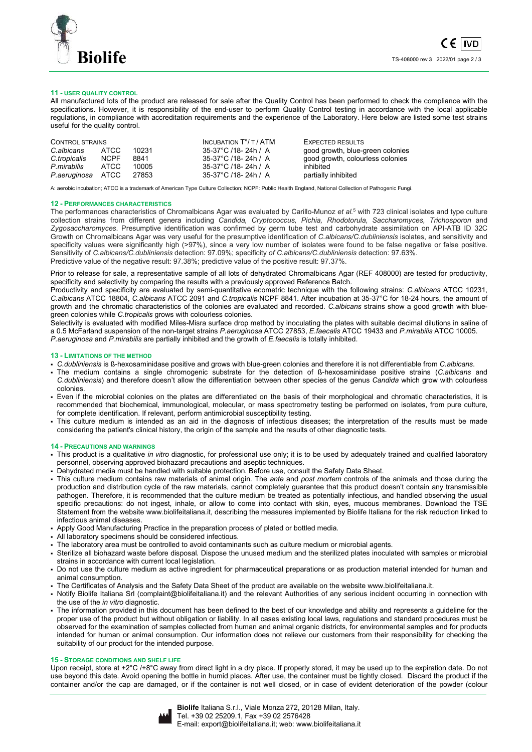## 11 - USER QUALITY CONTROL

All manufactured lots of the product are released for sale after the Quality Control has been performed to check the compliance with the specifications. However, it is responsibility of the end-user to perform Quality Control testing in accordance with the local applicable regulations, in compliance with accreditation requirements and the experience of the Laboratory. Here below are listed some test strains useful for the quality control.

| CONTROL STRAINS | | | INCUBATION T°/ T / ATM | EXPECTED RESULTS |
|---|---|---|---|---|
| *C.albicans* | ATCC | 10231 | 35-37°C /18- 24h / A | good growth, blue-green colonies |
| *C.tropicalis* | NCPF | 8841 | 35-37°C /18- 24h / A | good growth, colourless colonies |
| *P.mirabilis* | ATCC | 10005 | 35-37°C /18- 24h / A | inhibited |
| *P.aeruginosa* | ATCC | 27853 | 35-37°C /18- 24h / A | partially inhibited |

A: aerobic incubation; ATCC is a trademark of American Type Culture Collection; NCPF: Public Health England, National Collection of Pathogenic Fungi.

## 12 - PERFORMANCES CHARACTERISTICS

The performances characteristics of Chromalbicans Agar was evaluated by Carillo-Munoz *et al.*[5] with 723 clinical isolates and type culture collection strains from different genera including *Candida, Cryptococcus, Pichia, Rhodotorula, Saccharomyces, Trichosporon* and *Zygosaccharomyces*. Presumptive identification was confirmed by germ tube test and carbohydrate assimilation on API-ATB ID 32C Growth on Chromalbicans Agar was very useful for the presumptive identification of *C.albicans/C.dubliniensis* isolates, and sensitivity and specificity values were significantly high (>97%), since a very low number of isolates were found to be false negative or false positive. Sensitivity of *C.albicans/C.dubliniensis* detection: 97.09%; specificity *of C.albicans/C.dubliniensis* detection: 97.63%.
Predictive value of the negative result: 97.38%; predictive value of the positive result: 97.37%.

Prior to release for sale, a representative sample of all lots of dehydrated Chromalbicans Agar (REF 408000) are tested for productivity, specificity and selectivity by comparing the results with a previously approved Reference Batch.
Productivity and specificity are evaluated by semi-quantitative ecometric technique with the following strains: *C.albicans* ATCC 10231, *C.albicans* ATCC 18804, *C.albicans* ATCC 2091 and *C.tropicalis* NCPF 8841. After incubation at 35-37°C for 18-24 hours, the amount of growth and the chromatic characteristics of the colonies are evaluated and recorded. *C.albicans* strains show a good growth with blue-green colonies while *C.tropicalis* grows with colourless colonies.
Selectivity is evaluated with modified Miles-Misra surface drop method by inoculating the plates with suitable decimal dilutions in saline of a 0.5 McFarland suspension of the non-target strains *P.aeruginosa* ATCC 27853, *E.faecalis* ATCC 19433 and *P.mirabilis* ATCC 10005.
*P.aeruginosa* and *P.mirabilis* are partially inhibited and the growth of *E.faecalis* is totally inhibited.

## 13 - LIMITATIONS OF THE METHOD

- *C.dubliniensis* is ß-hexosaminidase positive and grows with blue-green colonies and therefore it is not differentiable from *C.albicans*.
- The medium contains a single chromogenic substrate for the detection of ß-hexosaminidase positive strains (*C.albicans* and *C.dubliniensis*) and therefore doesn't allow the differentiation between other species of the genus *Candida* which grow with colourless colonies.
- Even if the microbial colonies on the plates are differentiated on the basis of their morphological and chromatic characteristics, it is recommended that biochemical, immunological, molecular, or mass spectrometry testing be performed on isolates, from pure culture, for complete identification. If relevant, perform antimicrobial susceptibility testing.
- This culture medium is intended as an aid in the diagnosis of infectious diseases; the interpretation of the results must be made considering the patient's clinical history, the origin of the sample and the results of other diagnostic tests.

## 14 - PRECAUTIONS AND WARNINGS

- This product is a qualitative *in vitro* diagnostic, for professional use only; it is to be used by adequately trained and qualified laboratory personnel, observing approved biohazard precautions and aseptic techniques.
- Dehydrated media must be handled with suitable protection. Before use, consult the Safety Data Sheet.
- This culture medium contains raw materials of animal origin. The *ante* and *post mortem* controls of the animals and those during the production and distribution cycle of the raw materials, cannot completely guarantee that this product doesn't contain any transmissible pathogen. Therefore, it is recommended that the culture medium be treated as potentially infectious, and handled observing the usual specific precautions: do not ingest, inhale, or allow to come into contact with skin, eyes, mucous membranes. Download the TSE Statement from the website www.biolifeitaliana.it, describing the measures implemented by Biolife Italiana for the risk reduction linked to infectious animal diseases.
- Apply Good Manufacturing Practice in the preparation process of plated or bottled media.
- All laboratory specimens should be considered infectious.
- The laboratory area must be controlled to avoid contaminants such as culture medium or microbial agents.
- Sterilize all biohazard waste before disposal. Dispose the unused medium and the sterilized plates inoculated with samples or microbial strains in accordance with current local legislation.
- Do not use the culture medium as active ingredient for pharmaceutical preparations or as production material intended for human and animal consumption.
- The Certificates of Analysis and the Safety Data Sheet of the product are available on the website www.biolifeitaliana.it.
- Notify Biolife Italiana Srl (complaint@biolifeitaliana.it) and the relevant Authorities of any serious incident occurring in connection with the use of the *in vitro* diagnostic.
- The information provided in this document has been defined to the best of our knowledge and ability and represents a guideline for the proper use of the product but without obligation or liability. In all cases existing local laws, regulations and standard procedures must be observed for the examination of samples collected from human and animal organic districts, for environmental samples and for products intended for human or animal consumption. Our information does not relieve our customers from their responsibility for checking the suitability of our product for the intended purpose.

## 15 - STORAGE CONDITIONS AND SHELF LIFE

Upon receipt, store at +2°C /+8°C away from direct light in a dry place. If properly stored, it may be used up to the expiration date. Do not use beyond this date. Avoid opening the bottle in humid places. After use, the container must be tightly closed. Discard the product if the container and/or the cap are damaged, or if the container is not well closed, or in case of evident deterioration of the powder (colour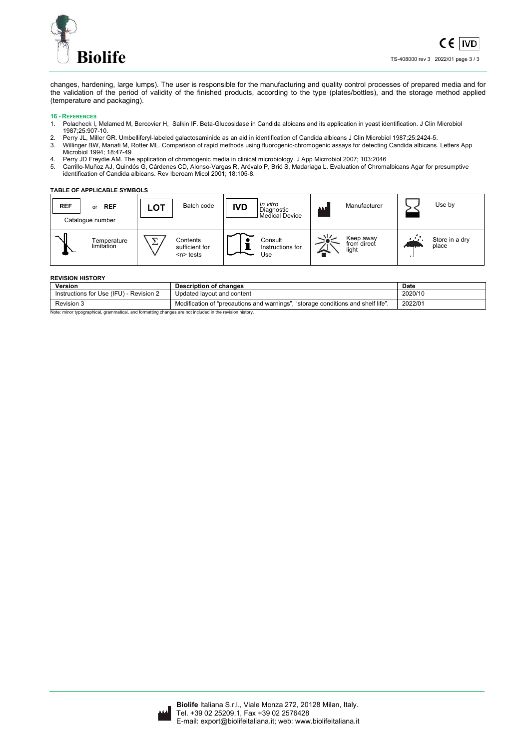changes, hardening, large lumps). The user is responsible for the manufacturing and quality control processes of prepared media and for the validation of the period of validity of the finished products, according to the type (plates/bottles), and the storage method applied (temperature and packaging).

## 16 - REFERENCES

1. Polacheck I, Melamed M, Bercovier H, Salkin IF. Beta-Glucosidase in Candida albicans and its application in yeast identification. J Clin Microbiol 1987;25:907-10.
2. Perry JL, Miller GR. Umbelliferyl-labeled galactosaminide as an aid in identification of Candida albicans J Clin Microbiol 1987;25:2424-5.
3. Willinger BW, Manafi M, Rotter ML. Comparison of rapid methods using fluorogenic-chromogenic assays for detecting Candida albicans. Letters App Microbiol 1994; 18:47-49
4. Perry JD Freydie AM. The application of chromogenic media in clinical microbiology. J App Micrrobiol 2007; 103:2046
5. Carrillo-Muñoz AJ, Quindós G, Cárdenes CD, Alonso-Vargas R, Arévalo P, Brió S, Madariaga L. Evaluation of Chromalbicans Agar for presumptive identification of Candida albicans. Rev Iberoam Micol 2001; 18:105-8.

**TABLE OF APPLICABLE SYMBOLS**

| | | | | |
|---|---|---|---|---|
| REF or REF Catalogue number | LOT Batch code | IVD *In vitro* Diagnostic Medical Device | Manufacturer | Use by |
| Temperature limitation | Contents sufficient for <n> tests | Consult Instructions for Use | Keep away from direct light | Store in a dry place |

**REVISION HISTORY**

| Version | Description of changes | Date |
|---|---|---|
| Instructions for Use (IFU) - Revision 2 | Updated layout and content | 2020/10 |
| Revision 3 | Modification of "precautions and warnings", "storage conditions and shelf life". | 2022/01 |

Note: minor typographical, grammatical, and formatting changes are not included in the revision history.

**Biolife** Italiana S.r.l., Viale Monza 272, 20128 Milan, Italy.
Tel. +39 02 25209.1, Fax +39 02 2576428
E-mail: export@biolifeitaliana.it; web: www.biolifeitaliana.it